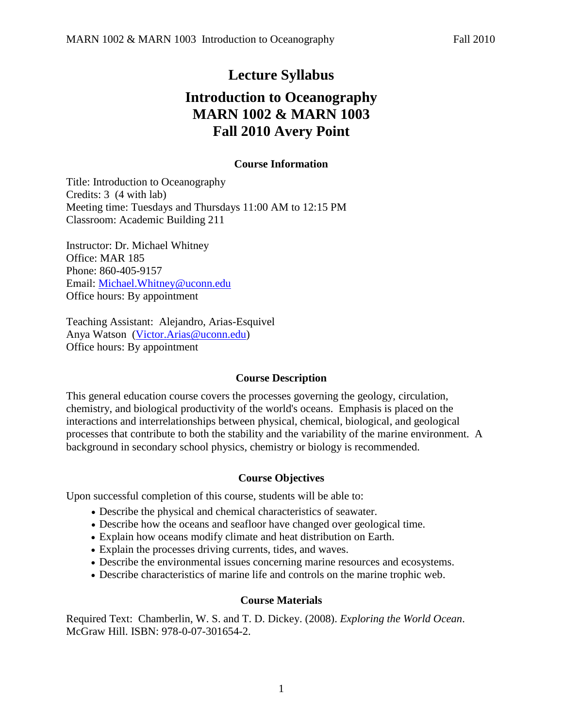# Lecture Syllabus

# Introduction to Oceanography
# MARN 1002 & MARN 1003
# Fall 2010 Avery Point

### Course Information

Title: Introduction to Oceanography
Credits: 3 (4 with lab)
Meeting time: Tuesdays and Thursdays 11:00 AM to 12:15 PM
Classroom: Academic Building 211

Instructor: Dr. Michael Whitney
Office: MAR 185
Phone: 860-405-9157
Email: Michael.Whitney@uconn.edu
Office hours: By appointment

Teaching Assistant: Alejandro, Arias-Esquivel
Anya Watson (Victor.Arias@uconn.edu)
Office hours: By appointment

### Course Description

This general education course covers the processes governing the geology, circulation, chemistry, and biological productivity of the world's oceans. Emphasis is placed on the interactions and interrelationships between physical, chemical, biological, and geological processes that contribute to both the stability and the variability of the marine environment. A background in secondary school physics, chemistry or biology is recommended.

### Course Objectives

Upon successful completion of this course, students will be able to:

- Describe the physical and chemical characteristics of seawater.
- Describe how the oceans and seafloor have changed over geological time.
- Explain how oceans modify climate and heat distribution on Earth.
- Explain the processes driving currents, tides, and waves.
- Describe the environmental issues concerning marine resources and ecosystems.
- Describe characteristics of marine life and controls on the marine trophic web.

### Course Materials

Required Text: Chamberlin, W. S. and T. D. Dickey. (2008). *Exploring the World Ocean*. McGraw Hill. ISBN: 978-0-07-301654-2.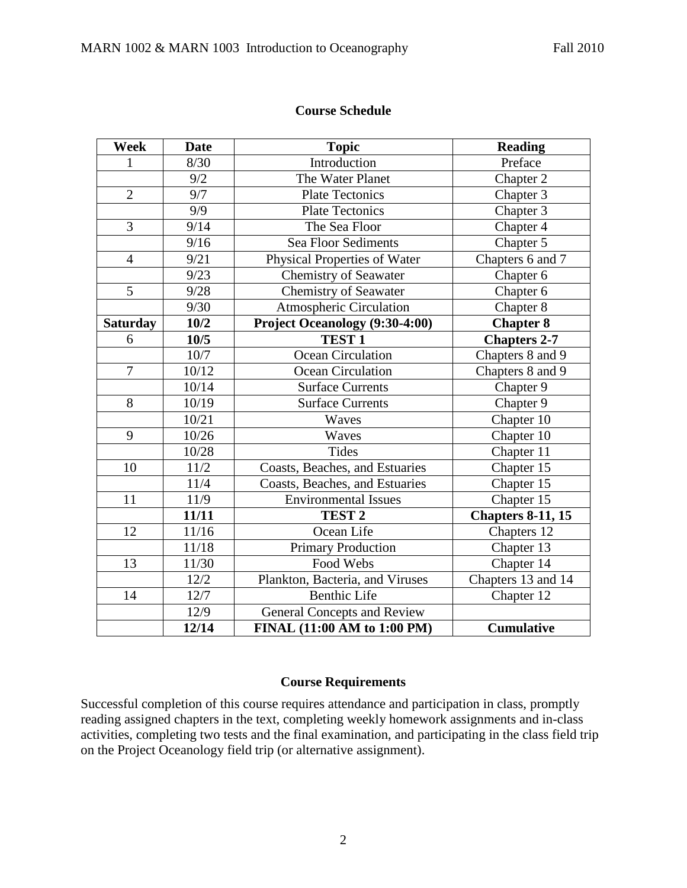## Course Schedule

| Week | Date | Topic | Reading |
|---|---|---|---|
| 1 | 8/30 | Introduction | Preface |
| | 9/2 | The Water Planet | Chapter 2 |
| 2 | 9/7 | Plate Tectonics | Chapter 3 |
| | 9/9 | Plate Tectonics | Chapter 3 |
| 3 | 9/14 | The Sea Floor | Chapter 4 |
| | 9/16 | Sea Floor Sediments | Chapter 5 |
| 4 | 9/21 | Physical Properties of Water | Chapters 6 and 7 |
| | 9/23 | Chemistry of Seawater | Chapter 6 |
| 5 | 9/28 | Chemistry of Seawater | Chapter 6 |
| | 9/30 | Atmospheric Circulation | Chapter 8 |
| **Saturday** | **10/2** | **Project Oceanology (9:30-4:00)** | **Chapter 8** |
| 6 | **10/5** | **TEST 1** | **Chapters 2-7** |
| | 10/7 | Ocean Circulation | Chapters 8 and 9 |
| 7 | 10/12 | Ocean Circulation | Chapters 8 and 9 |
| | 10/14 | Surface Currents | Chapter 9 |
| 8 | 10/19 | Surface Currents | Chapter 9 |
| | 10/21 | Waves | Chapter 10 |
| 9 | 10/26 | Waves | Chapter 10 |
| | 10/28 | Tides | Chapter 11 |
| 10 | 11/2 | Coasts, Beaches, and Estuaries | Chapter 15 |
| | 11/4 | Coasts, Beaches, and Estuaries | Chapter 15 |
| 11 | 11/9 | Environmental Issues | Chapter 15 |
| | **11/11** | **TEST 2** | **Chapters 8-11, 15** |
| 12 | 11/16 | Ocean Life | Chapters 12 |
| | 11/18 | Primary Production | Chapter 13 |
| 13 | 11/30 | Food Webs | Chapter 14 |
| | 12/2 | Plankton, Bacteria, and Viruses | Chapters 13 and 14 |
| 14 | 12/7 | Benthic Life | Chapter 12 |
| | 12/9 | General Concepts and Review | |
| | **12/14** | **FINAL (11:00 AM to 1:00 PM)** | **Cumulative** |

## Course Requirements

Successful completion of this course requires attendance and participation in class, promptly reading assigned chapters in the text, completing weekly homework assignments and in-class activities, completing two tests and the final examination, and participating in the class field trip on the Project Oceanology field trip (or alternative assignment).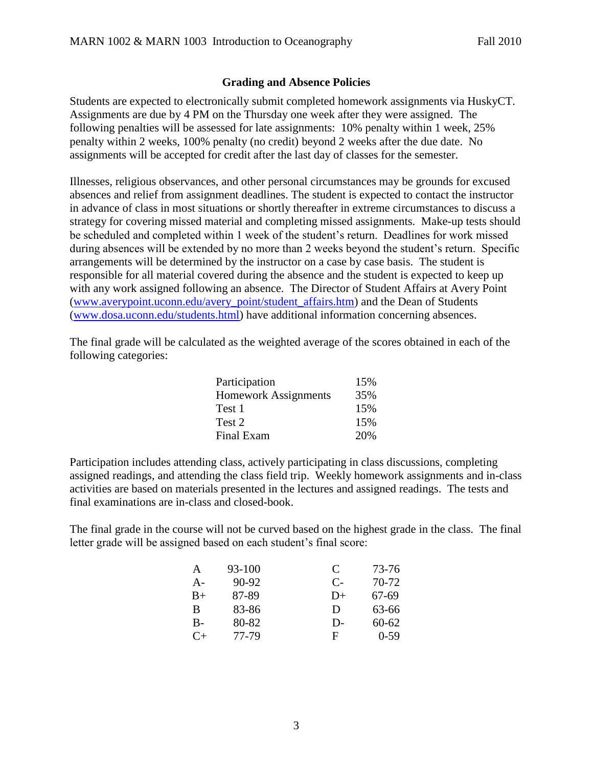## Grading and Absence Policies

Students are expected to electronically submit completed homework assignments via HuskyCT. Assignments are due by 4 PM on the Thursday one week after they were assigned. The following penalties will be assessed for late assignments: 10% penalty within 1 week, 25% penalty within 2 weeks, 100% penalty (no credit) beyond 2 weeks after the due date. No assignments will be accepted for credit after the last day of classes for the semester.

Illnesses, religious observances, and other personal circumstances may be grounds for excused absences and relief from assignment deadlines. The student is expected to contact the instructor in advance of class in most situations or shortly thereafter in extreme circumstances to discuss a strategy for covering missed material and completing missed assignments. Make-up tests should be scheduled and completed within 1 week of the student's return. Deadlines for work missed during absences will be extended by no more than 2 weeks beyond the student's return. Specific arrangements will be determined by the instructor on a case by case basis. The student is responsible for all material covered during the absence and the student is expected to keep up with any work assigned following an absence. The Director of Student Affairs at Avery Point (www.averypoint.uconn.edu/avery_point/student_affairs.htm) and the Dean of Students (www.dosa.uconn.edu/students.html) have additional information concerning absences.

The final grade will be calculated as the weighted average of the scores obtained in each of the following categories:

| Category | Weight |
|---|---|
| Participation | 15% |
| Homework Assignments | 35% |
| Test 1 | 15% |
| Test 2 | 15% |
| Final Exam | 20% |

Participation includes attending class, actively participating in class discussions, completing assigned readings, and attending the class field trip. Weekly homework assignments and in-class activities are based on materials presented in the lectures and assigned readings. The tests and final examinations are in-class and closed-book.

The final grade in the course will not be curved based on the highest grade in the class. The final letter grade will be assigned based on each student's final score:

| Grade | Score | Grade | Score |
|---|---|---|---|
| A | 93-100 | C | 73-76 |
| A- | 90-92 | C- | 70-72 |
| B+ | 87-89 | D+ | 67-69 |
| B | 83-86 | D | 63-66 |
| B- | 80-82 | D- | 60-62 |
| C+ | 77-79 | F | 0-59 |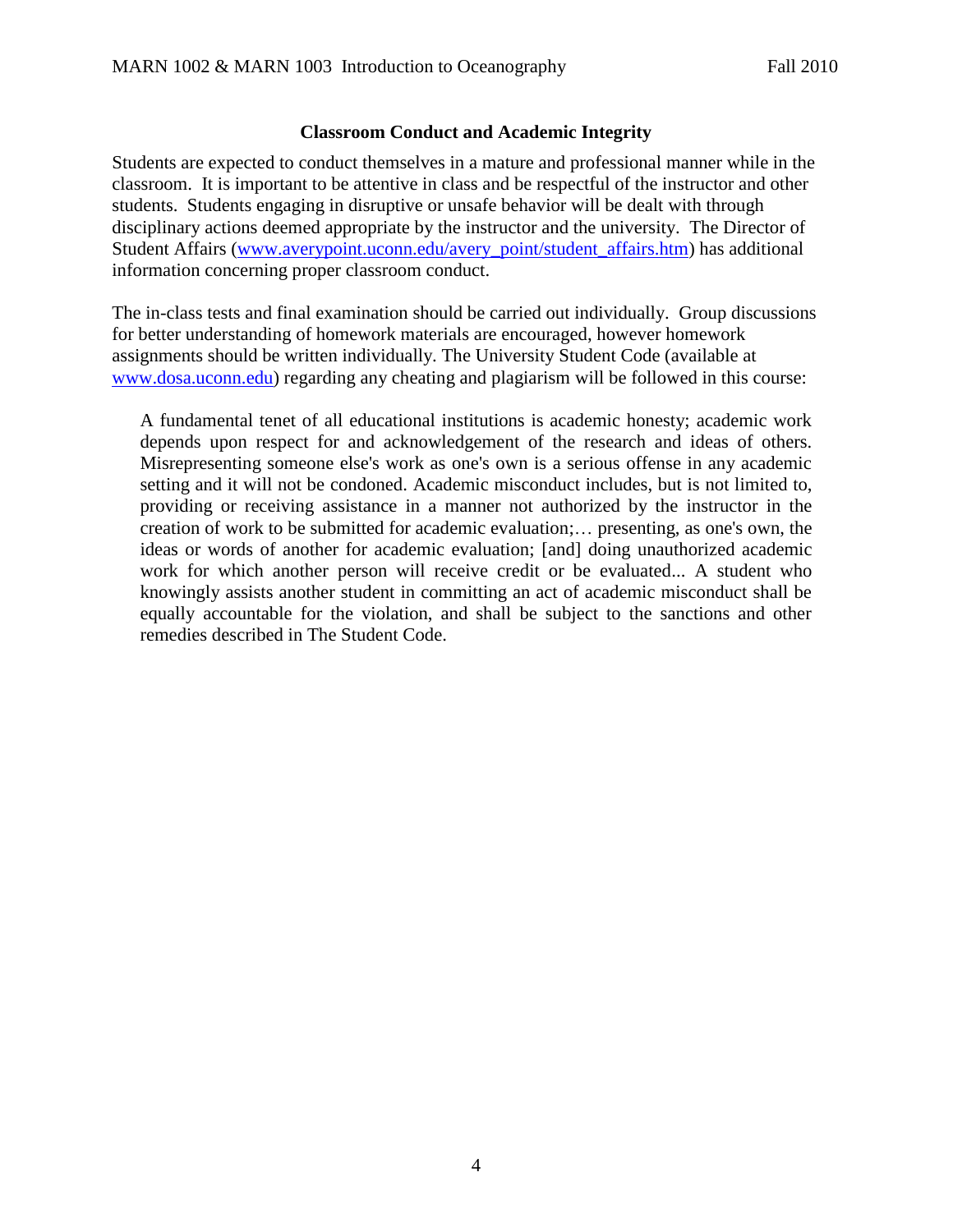### Classroom Conduct and Academic Integrity

Students are expected to conduct themselves in a mature and professional manner while in the classroom. It is important to be attentive in class and be respectful of the instructor and other students. Students engaging in disruptive or unsafe behavior will be dealt with through disciplinary actions deemed appropriate by the instructor and the university. The Director of Student Affairs (www.averypoint.uconn.edu/avery_point/student_affairs.htm) has additional information concerning proper classroom conduct.

The in-class tests and final examination should be carried out individually. Group discussions for better understanding of homework materials are encouraged, however homework assignments should be written individually. The University Student Code (available at www.dosa.uconn.edu) regarding any cheating and plagiarism will be followed in this course:

> A fundamental tenet of all educational institutions is academic honesty; academic work depends upon respect for and acknowledgement of the research and ideas of others. Misrepresenting someone else's work as one's own is a serious offense in any academic setting and it will not be condoned. Academic misconduct includes, but is not limited to, providing or receiving assistance in a manner not authorized by the instructor in the creation of work to be submitted for academic evaluation;… presenting, as one's own, the ideas or words of another for academic evaluation; [and] doing unauthorized academic work for which another person will receive credit or be evaluated... A student who knowingly assists another student in committing an act of academic misconduct shall be equally accountable for the violation, and shall be subject to the sanctions and other remedies described in The Student Code.